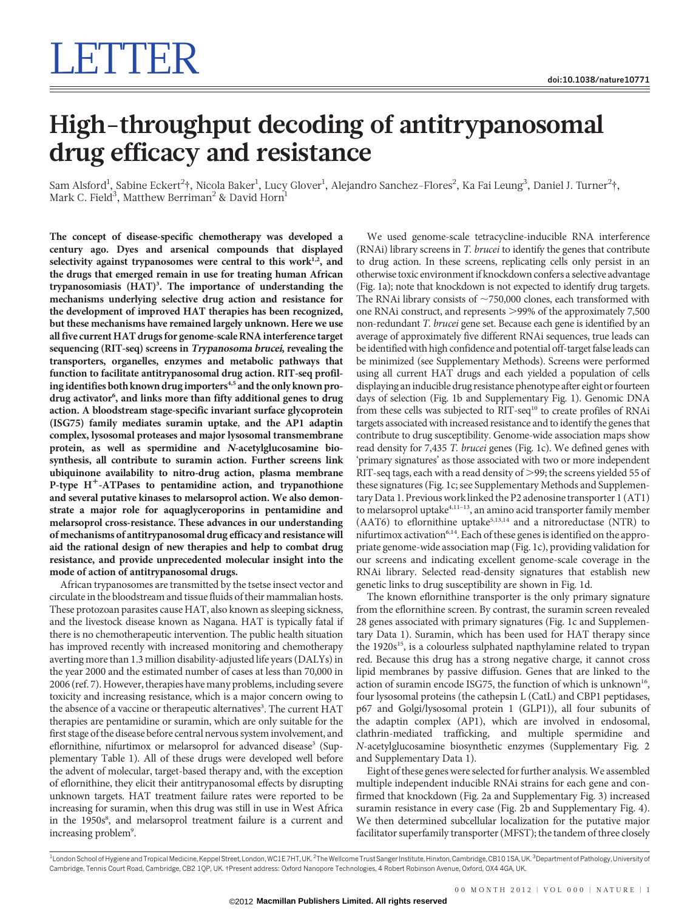# LETTER

doi:10.1038/nature10771

# High-throughput decoding of antitrypanosomal drug efficacy and resistance

Sam Alsford[1], Sabine Eckert[2]†, Nicola Baker[1], Lucy Glover[1], Alejandro Sanchez-Flores[2], Ka Fai Leung[3], Daniel J. Turner[2]†, Mark C. Field[3], Matthew Berriman[2] & David Horn[1]

**The concept of disease-specific chemotherapy was developed a century ago. Dyes and arsenical compounds that displayed selectivity against trypanosomes were central to this work[1,2], and the drugs that emerged remain in use for treating human African trypanosomiasis (HAT)[3]. The importance of understanding the mechanisms underlying selective drug action and resistance for the development of improved HAT therapies has been recognized, but these mechanisms have remained largely unknown. Here we use all five current HAT drugs for genome-scale RNA interference target sequencing (RIT-seq) screens in *Trypanosoma brucei*, revealing the transporters, organelles, enzymes and metabolic pathways that function to facilitate antitrypanosomal drug action. RIT-seq profiling identifies both known drug importers[4,5] and the only known prodrug activator[6], and links more than fifty additional genes to drug action. A bloodstream stage-specific invariant surface glycoprotein (ISG75) family mediates suramin uptake, and the AP1 adaptin complex, lysosomal proteases and major lysosomal transmembrane protein, as well as spermidine and *N*-acetylglucosamine biosynthesis, all contribute to suramin action. Further screens link ubiquinone availability to nitro-drug action, plasma membrane P-type $H^+$-ATPases to pentamidine action, and trypanothione and several putative kinases to melarsoprol action. We also demonstrate a major role for aquaglyceroporins in pentamidine and melarsoprol cross-resistance. These advances in our understanding of mechanisms of antitrypanosomal drug efficacy and resistance will aid the rational design of new therapies and help to combat drug resistance, and provide unprecedented molecular insight into the mode of action of antitrypanosomal drugs.**

African trypanosomes are transmitted by the tsetse insect vector and circulate in the bloodstream and tissue fluids of their mammalian hosts. These protozoan parasites cause HAT, also known as sleeping sickness, and the livestock disease known as Nagana. HAT is typically fatal if there is no chemotherapeutic intervention. The public health situation has improved recently with increased monitoring and chemotherapy averting more than 1.3 million disability-adjusted life years (DALYs) in the year 2000 and the estimated number of cases at less than 70,000 in 2006 (ref. 7). However, therapies have many problems, including severe toxicity and increasing resistance, which is a major concern owing to the absence of a vaccine or therapeutic alternatives[3]. The current HAT therapies are pentamidine or suramin, which are only suitable for the first stage of the disease before central nervous system involvement, and eflornithine, nifurtimox or melarsoprol for advanced disease[3] (Supplementary Table 1). All of these drugs were developed well before the advent of molecular, target-based therapy and, with the exception of eflornithine, they elicit their antitrypanosomal effects by disrupting unknown targets. HAT treatment failure rates were reported to be increasing for suramin, when this drug was still in use in West Africa in the 1950s[8], and melarsoprol treatment failure is a current and increasing problem[9].

We used genome-scale tetracycline-inducible RNA interference (RNAi) library screens in *T. brucei* to identify the genes that contribute to drug action. In these screens, replicating cells only persist in an otherwise toxic environment if knockdown confers a selective advantage (Fig. 1a); note that knockdown is not expected to identify drug targets. The RNAi library consists of ~750,000 clones, each transformed with one RNAi construct, and represents >99% of the approximately 7,500 non-redundant *T. brucei* gene set. Because each gene is identified by an average of approximately five different RNAi sequences, true leads can be identified with high confidence and potential off-target false leads can be minimized (see Supplementary Methods). Screens were performed using all current HAT drugs and each yielded a population of cells displaying an inducible drug resistance phenotype after eight or fourteen days of selection (Fig. 1b and Supplementary Fig. 1). Genomic DNA from these cells was subjected to RIT-seq[10] to create profiles of RNAi targets associated with increased resistance and to identify the genes that contribute to drug susceptibility. Genome-wide association maps show read density for 7,435 *T. brucei* genes (Fig. 1c). We defined genes with 'primary signatures' as those associated with two or more independent RIT-seq tags, each with a read density of >99; the screens yielded 55 of these signatures (Fig. 1c; see Supplementary Methods and Supplementary Data 1). Previous work linked the P2 adenosine transporter 1 (AT1) to melarsoprol uptake[4,11–13], an amino acid transporter family member (AAT6) to eflornithine uptake[5,13,14] and a nitroreductase (NTR) to nifurtimox activation[6,14]. Each of these genes is identified on the appropriate genome-wide association map (Fig. 1c), providing validation for our screens and indicating excellent genome-scale coverage in the RNAi library. Selected read-density signatures that establish new genetic links to drug susceptibility are shown in Fig. 1d.

The known eflornithine transporter is the only primary signature from the eflornithine screen. By contrast, the suramin screen revealed 28 genes associated with primary signatures (Fig. 1c and Supplementary Data 1). Suramin, which has been used for HAT therapy since the 1920s[15], is a colourless sulphated napthylamine related to trypan red. Because this drug has a strong negative charge, it cannot cross lipid membranes by passive diffusion. Genes that are linked to the action of suramin encode ISG75, the function of which is unknown[16], four lysosomal proteins (the cathepsin L (CatL) and CBP1 peptidases, p67 and Golgi/lysosomal protein 1 (GLP1)), all four subunits of the adaptin complex (AP1), which are involved in endosomal, clathrin-mediated trafficking, and multiple spermidine and *N*-acetylglucosamine biosynthetic enzymes (Supplementary Fig. 2 and Supplementary Data 1).

Eight of these genes were selected for further analysis. We assembled multiple independent inducible RNAi strains for each gene and confirmed that knockdown (Fig. 2a and Supplementary Fig. 3) increased suramin resistance in every case (Fig. 2b and Supplementary Fig. 4). We then determined subcellular localization for the putative major facilitator superfamily transporter (MFST); the tandem of three closely

[1]London School of Hygiene and Tropical Medicine, Keppel Street, London, WC1E 7HT, UK. [2]The Wellcome Trust Sanger Institute, Hinxton, Cambridge, CB10 1SA, UK. [3]Department of Pathology, University of Cambridge, Tennis Court Road, Cambridge, CB2 1QP, UK. †Present address: Oxford Nanopore Technologies, 4 Robert Robinson Avenue, Oxford, OX4 4GA, UK.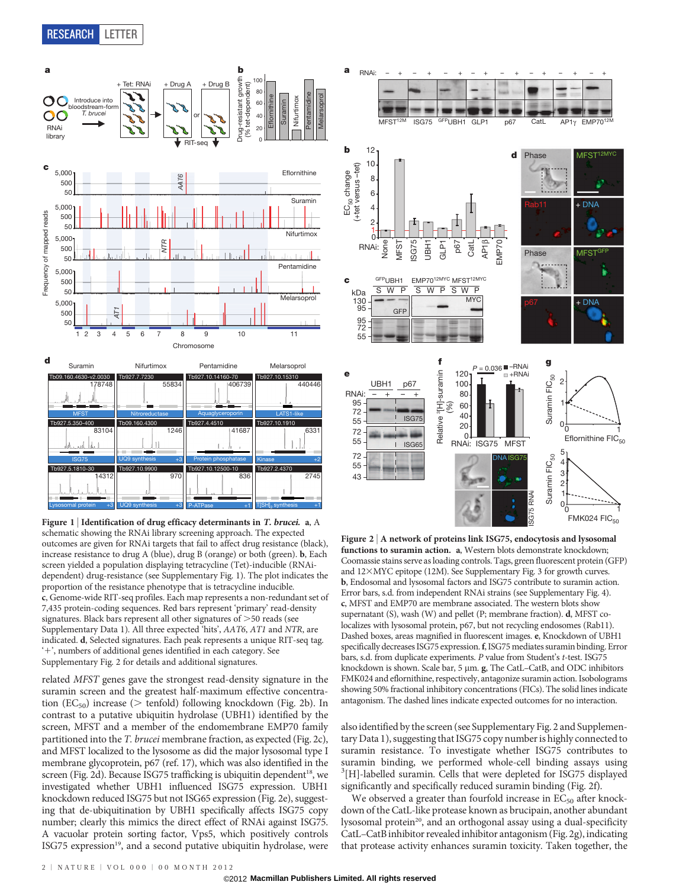**Figure 1 | Identification of drug efficacy determinants in *T. brucei*.** **a**, A schematic showing the RNAi library screening approach. The expected outcomes are given for RNAi targets that fail to affect drug resistance (black), increase resistance to drug A (blue), drug B (orange) or both (green). **b**, Each screen yielded a population displaying tetracycline (Tet)-inducible (RNAi-dependent) drug-resistance (see Supplementary Fig. 1). The plot indicates the proportion of the resistance phenotype that is tetracycline inducible. **c**, Genome-wide RIT-seq profiles. Each map represents a non-redundant set of 7,435 protein-coding sequences. Red bars represent 'primary' read-density signatures. Black bars represent all other signatures of >50 reads (see Supplementary Data 1). All three expected 'hits', *AAT6*, *AT1* and *NTR*, are indicated. **d**, Selected signatures. Each peak represents a unique RIT-seq tag. '+', numbers of additional genes identified in each category. See Supplementary Fig. 2 for details and additional signatures.

related *MFST* genes gave the strongest read-density signature in the suramin screen and the greatest half-maximum effective concentration ($EC_{50}$) increase (> tenfold) following knockdown (Fig. 2b). In contrast to a putative ubiquitin hydrolase (UBH1) identified by the screen, MFST and a member of the endomembrane EMP70 family partitioned into the *T. brucei* membrane fraction, as expected (Fig. 2c), and MFST localized to the lysosome as did the major lysosomal type I membrane glycoprotein, p67 (ref. 17), which was also identified in the screen (Fig. 2d). Because ISG75 trafficking is ubiquitin dependent[18], we investigated whether UBH1 influenced ISG75 expression. UBH1 knockdown reduced ISG75 but not ISG65 expression (Fig. 2e), suggesting that de-ubiquitination by UBH1 specifically affects ISG75 copy number; clearly this mimics the direct effect of RNAi against ISG75. A vacuolar protein sorting factor, Vps5, which positively controls ISG75 expression[19], and a second putative ubiquitin hydrolase, were

**Figure 2 | A network of proteins link ISG75, endocytosis and lysosomal functions to suramin action.** **a**, Western blots demonstrate knockdown; Coomassie stains serve as loading controls. Tags, green fluorescent protein (GFP) and 12×MYC epitope (12M). See Supplementary Fig. 3 for growth curves. **b**, Endosomal and lysosomal factors and ISG75 contribute to suramin action. Error bars, s.d. from independent RNAi strains (see Supplementary Fig. 4). **c**, MFST and EMP70 are membrane associated. The western blots show supernatant (S), wash (W) and pellet (P; membrane fraction). **d**, MFST co-localizes with lysosomal protein, p67, but not recycling endosomes (Rab11). Dashed boxes, areas magnified in fluorescent images. **e**, Knockdown of UBH1 specifically decreases ISG75 expression. **f**, ISG75 mediates suramin binding. Error bars, s.d. from duplicate experiments. *P* value from Student's *t*-test. ISG75 knockdown is shown. Scale bar, 5 µm. **g**, The CatL–CatB, and ODC inhibitors FMK024 and eflornithine, respectively, antagonize suramin action. Isobolograms showing 50% fractional inhibitory concentrations (FICs). The solid lines indicate antagonism. The dashed lines indicate expected outcomes for no interaction.

also identified by the screen (see Supplementary Fig. 2 and Supplementary Data 1), suggesting that ISG75 copy number is highly connected to suramin resistance. To investigate whether ISG75 contributes to suramin binding, we performed whole-cell binding assays using $^{3}$[H]-labelled suramin. Cells that were depleted for ISG75 displayed significantly and specifically reduced suramin binding (Fig. 2f).

We observed a greater than fourfold increase in $EC_{50}$ after knockdown of the CatL-like protease known as brucipain, another abundant lysosomal protein[20], and an orthogonal assay using a dual-specificity CatL–CatB inhibitor revealed inhibitor antagonism (Fig. 2g), indicating that protease activity enhances suramin toxicity. Taken together, the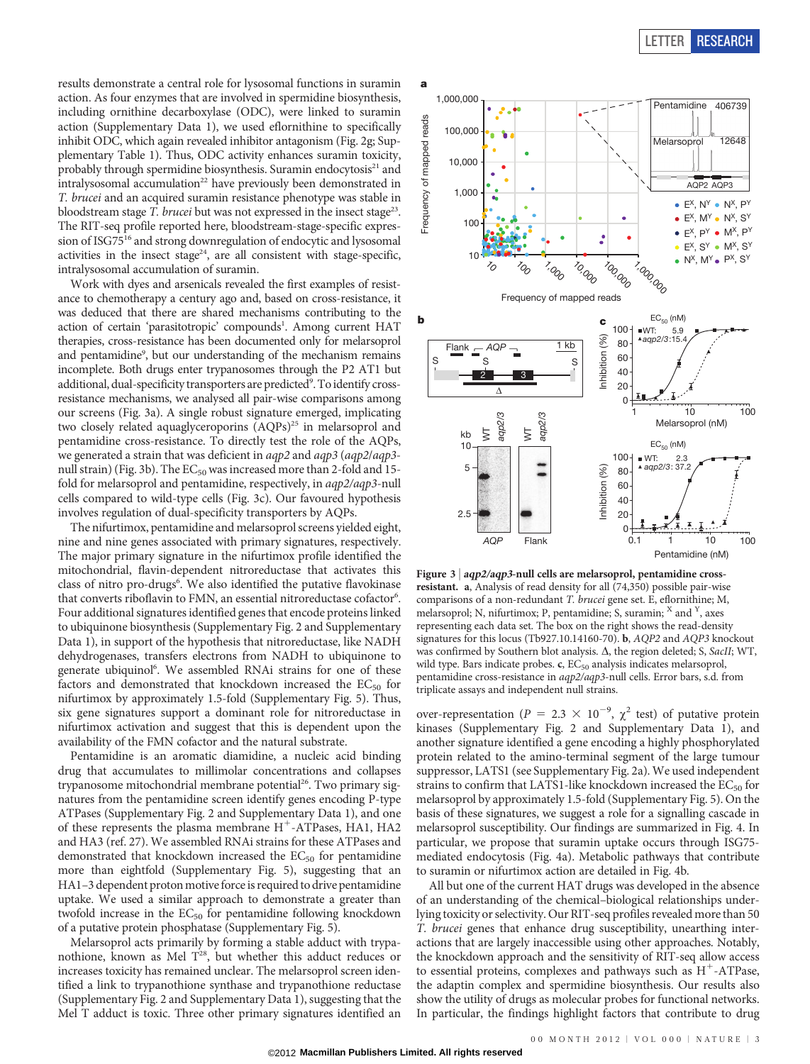results demonstrate a central role for lysosomal functions in suramin action. As four enzymes that are involved in spermidine biosynthesis, including ornithine decarboxylase (ODC), were linked to suramin action (Supplementary Data 1), we used eflornithine to specifically inhibit ODC, which again revealed inhibitor antagonism (Fig. 2g; Supplementary Table 1). Thus, ODC activity enhances suramin toxicity, probably through spermidine biosynthesis. Suramin endocytosis[21] and intralysosomal accumulation[22] have previously been demonstrated in *T. brucei* and an acquired suramin resistance phenotype was stable in bloodstream stage *T. brucei* but was not expressed in the insect stage[23]. The RIT-seq profile reported here, bloodstream-stage-specific expression of ISG75[16] and strong downregulation of endocytic and lysosomal activities in the insect stage[24], are all consistent with stage-specific, intralysosomal accumulation of suramin.

Work with dyes and arsenicals revealed the first examples of resistance to chemotherapy a century ago and, based on cross-resistance, it was deduced that there are shared mechanisms contributing to the action of certain 'parasitotropic' compounds[1]. Among current HAT therapies, cross-resistance has been documented only for melarsoprol and pentamidine[9], but our understanding of the mechanism remains incomplete. Both drugs enter trypanosomes through the P2 AT1 but additional, dual-specificity transporters are predicted[9]. To identify cross-resistance mechanisms, we analysed all pair-wise comparisons among our screens (Fig. 3a). A single robust signature emerged, implicating two closely related aquaglyceroporins (AQPs)[25] in melarsoprol and pentamidine cross-resistance. To directly test the role of the AQPs, we generated a strain that was deficient in *aqp2* and *aqp3* (*aqp2*/*aqp3*-null strain) (Fig. 3b). The $EC_{50}$ was increased more than 2-fold and 15-fold for melarsoprol and pentamidine, respectively, in *aqp2*/*aqp3*-null cells compared to wild-type cells (Fig. 3c). Our favoured hypothesis involves regulation of dual-specificity transporters by AQPs.

The nifurtimox, pentamidine and melarsoprol screens yielded eight, nine and nine genes associated with primary signatures, respectively. The major primary signature in the nifurtimox profile identified the mitochondrial, flavin-dependent nitroreductase that activates this class of nitro pro-drugs[6]. We also identified the putative flavokinase that converts riboflavin to FMN, an essential nitroreductase cofactor[6]. Four additional signatures identified genes that encode proteins linked to ubiquinone biosynthesis (Supplementary Fig. 2 and Supplementary Data 1), in support of the hypothesis that nitroreductase, like NADH dehydrogenases, transfers electrons from NADH to ubiquinone to generate ubiquinol[6]. We assembled RNAi strains for one of these factors and demonstrated that knockdown increased the $EC_{50}$ for nifurtimox by approximately 1.5-fold (Supplementary Fig. 5). Thus, six gene signatures support a dominant role for nitroreductase in nifurtimox activation and suggest that this is dependent upon the availability of the FMN cofactor and the natural substrate.

Pentamidine is an aromatic diamidine, a nucleic acid binding drug that accumulates to millimolar concentrations and collapses trypanosome mitochondrial membrane potential[26]. Two primary signatures from the pentamidine screen identify genes encoding P-type ATPases (Supplementary Fig. 2 and Supplementary Data 1), and one of these represents the plasma membrane $H^+$-ATPases, HA1, HA2 and HA3 (ref. 27). We assembled RNAi strains for these ATPases and demonstrated that knockdown increased the $EC_{50}$ for pentamidine more than eightfold (Supplementary Fig. 5), suggesting that an HA1–3 dependent proton motive force is required to drive pentamidine uptake. We used a similar approach to demonstrate a greater than twofold increase in the $EC_{50}$ for pentamidine following knockdown of a putative protein phosphatase (Supplementary Fig. 5).

Melarsoprol acts primarily by forming a stable adduct with trypanothione, known as Mel T[28], but whether this adduct reduces or increases toxicity has remained unclear. The melarsoprol screen identified a link to trypanothione synthase and trypanothione reductase (Supplementary Fig. 2 and Supplementary Data 1), suggesting that the Mel T adduct is toxic. Three other primary signatures identified an over-representation ($P = 2.3 \times 10^{-9}$, $\chi^2$ test) of putative protein kinases (Supplementary Fig. 2 and Supplementary Data 1), and another signature identified a gene encoding a highly phosphorylated protein related to the amino-terminal segment of the large tumour suppressor, LATS1 (see Supplementary Fig. 2a). We used independent strains to confirm that LATS1-like knockdown increased the $EC_{50}$ for melarsoprol by approximately 1.5-fold (Supplementary Fig. 5). On the basis of these signatures, we suggest a role for a signalling cascade in melarsoprol susceptibility. Our findings are summarized in Fig. 4. In particular, we propose that suramin uptake occurs through ISG75-mediated endocytosis (Fig. 4a). Metabolic pathways that contribute to suramin or nifurtimox action are detailed in Fig. 4b.

**Figure 3 | *aqp2*/*aqp3*-null cells are melarsoprol, pentamidine cross-resistant. a**, Analysis of read density for all (74,350) possible pair-wise comparisons of a non-redundant *T. brucei* gene set. E, eflornithine; M, melarsoprol; N, nifurtimox; P, pentamidine; S, suramin; X and Y, axes representing each data set. The box on the right shows the read-density signatures for this locus (Tb927.10.14160-70). **b**, *AQP2* and *AQP3* knockout was confirmed by Southern blot analysis. Δ, the region deleted; S, *SacII*; WT, wild type. Bars indicate probes. **c**, $EC_{50}$ analysis indicates melarsoprol, pentamidine cross-resistance in *aqp2*/*aqp3*-null cells. Error bars, s.d. from triplicate assays and independent null strains.

All but one of the current HAT drugs was developed in the absence of an understanding of the chemical–biological relationships underlying toxicity or selectivity. Our RIT-seq profiles revealed more than 50 *T. brucei* genes that enhance drug susceptibility, unearthing interactions that are largely inaccessible using other approaches. Notably, the knockdown approach and the sensitivity of RIT-seq allow access to essential proteins, complexes and pathways such as $H^+$-ATPase, the adaptin complex and spermidine biosynthesis. Our results also show the utility of drugs as molecular probes for functional networks. In particular, the findings highlight factors that contribute to drug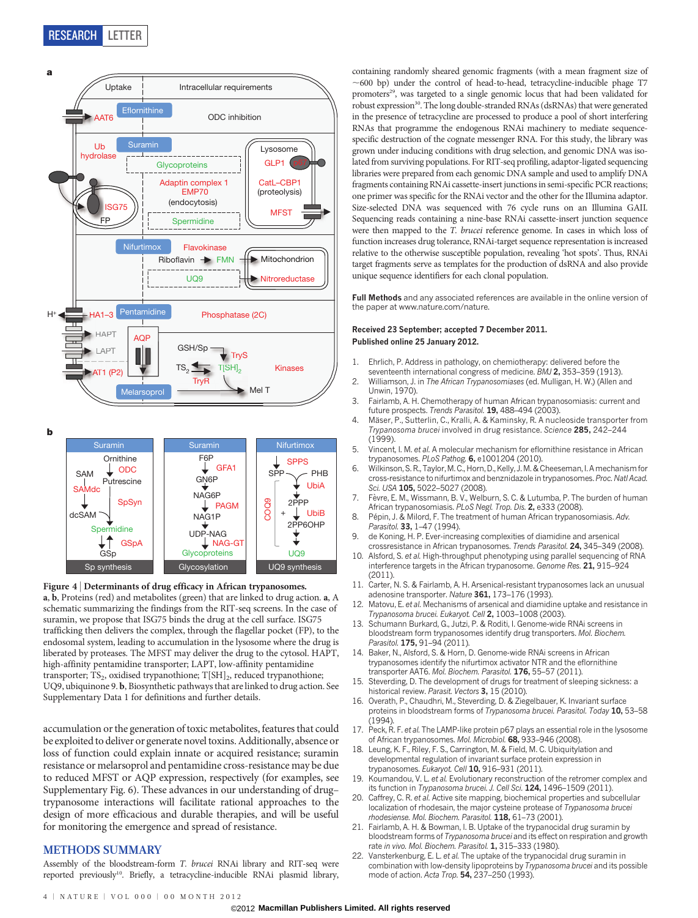**Figure 4 | Determinants of drug efficacy in African trypanosomes.** **a**, **b**, Proteins (red) and metabolites (green) that are linked to drug action. **a**, A schematic summarizing the findings from the RIT-seq screens. In the case of suramin, we propose that ISG75 binds the drug at the cell surface. ISG75 trafficking then delivers the complex, through the flagellar pocket (FP), to the endosomal system, leading to accumulation in the lysosome where the drug is liberated by proteases. The MFST may deliver the drug to the cytosol. HAPT, high-affinity pentamidine transporter; LAPT, low-affinity pentamidine transporter; $TS_2$, oxidised trypanothione; $T[SH]_2$, reduced trypanothione; UQ9, ubiquinone 9. **b**, Biosynthetic pathways that are linked to drug action. See Supplementary Data 1 for definitions and further details.

accumulation or the generation of toxic metabolites, features that could be exploited to deliver or generate novel toxins. Additionally, absence or loss of function could explain innate or acquired resistance; suramin resistance or melarsoprol and pentamidine cross-resistance may be due to reduced MFST or AQP expression, respectively (for examples, see Supplementary Fig. 6). These advances in our understanding of drug–trypanosome interactions will facilitate rational approaches to the design of more efficacious and durable therapies, and will be useful for monitoring the emergence and spread of resistance.

## METHODS SUMMARY

Assembly of the bloodstream-form *T. brucei* RNAi library and RIT-seq were reported previously[10]. Briefly, a tetracycline-inducible RNAi plasmid library, containing randomly sheared genomic fragments (with a mean fragment size of ~600 bp) under the control of head-to-head, tetracycline-inducible phage T7 promoters[29], was targeted to a single genomic locus that had been validated for robust expression[30]. The long double-stranded RNAs (dsRNAs) that were generated in the presence of tetracycline are processed to produce a pool of short interfering RNAs that programme the endogenous RNAi machinery to mediate sequence-specific destruction of the cognate messenger RNA. For this study, the library was grown under inducing conditions with drug selection, and genomic DNA was isolated from surviving populations. For RIT-seq profiling, adaptor-ligated sequencing libraries were prepared from each genomic DNA sample and used to amplify DNA fragments containing RNAi cassette-insert junctions in semi-specific PCR reactions; one primer was specific for the RNAi vector and the other for the Illumina adaptor. Size-selected DNA was sequenced with 76 cycle runs on an Illumina GAII. Sequencing reads containing a nine-base RNAi cassette-insert junction sequence were then mapped to the *T. brucei* reference genome. In cases in which loss of function increases drug tolerance, RNAi-target sequence representation is increased relative to the otherwise susceptible population, revealing 'hot spots'. Thus, RNAi target fragments serve as templates for the production of dsRNA and also provide unique sequence identifiers for each clonal population.

**Full Methods** and any associated references are available in the online version of the paper at www.nature.com/nature.

**Received 23 September; accepted 7 December 2011.**
**Published online 25 January 2012.**

1. Ehrlich, P. Address in pathology, on chemiotherapy: delivered before the seventeenth international congress of medicine. *BMJ* **2,** 353–359 (1913).
2. Williamson, J. in *The African Trypanosomiases* (ed. Mulligan, H. W.) (Allen and Unwin, 1970).
3. Fairlamb, A. H. Chemotherapy of human African trypanosomiasis: current and future prospects. *Trends Parasitol.* **19,** 488–494 (2003).
4. Mäser, P., Sutterlin, C., Kralli, A. & Kaminsky, R. A nucleoside transporter from *Trypanosoma brucei* involved in drug resistance. *Science* **285,** 242–244 (1999).
5. Vincent, I. M. *et al.* A molecular mechanism for eflornithine resistance in African trypanosomes. *PLoS Pathog.* **6,** e1001204 (2010).
6. Wilkinson, S. R., Taylor, M. C., Horn, D., Kelly, J. M. & Cheeseman, I. A mechanism for cross-resistance to nifurtimox and benznidazole in trypanosomes. *Proc. Natl Acad. Sci. USA* **105,** 5022–5027 (2008).
7. Fèvre, E. M., Wissmann, B. V., Welburn, S. C. & Lutumba, P. The burden of human African trypanosomiasis. *PLoS Negl. Trop. Dis.* **2,** e333 (2008).
8. Pépin, J. & Milord, F. The treatment of human African trypanosomiasis. *Adv. Parasitol.* **33,** 1–47 (1994).
9. de Koning, H. P. Ever-increasing complexities of diamidine and arsenical crossresistance in African trypanosomes. *Trends Parasitol.* **24,** 345–349 (2008).
10. Alsford, S. *et al.* High-throughput phenotyping using parallel sequencing of RNA interference targets in the African trypanosome. *Genome Res.* **21,** 915–924 (2011).
11. Carter, N. S. & Fairlamb, A. H. Arsenical-resistant trypanosomes lack an unusual adenosine transporter. *Nature* **361,** 173–176 (1993).
12. Matovu, E. *et al.* Mechanisms of arsenical and diamidine uptake and resistance in *Trypanosoma brucei*. *Eukaryot. Cell* **2,** 1003–1008 (2003).
13. Schumann Burkard, G., Jutzi, P. & Roditi, I. Genome-wide RNAi screens in bloodstream form trypanosomes identify drug transporters. *Mol. Biochem. Parasitol.* **175,** 91–94 (2011).
14. Baker, N., Alsford, S. & Horn, D. Genome-wide RNAi screens in African trypanosomes identify the nifurtimox activator NTR and the eflornithine transporter AAT6. *Mol. Biochem. Parasitol.* **176,** 55–57 (2011).
15. Steverding, D. The development of drugs for treatment of sleeping sickness: a historical review. *Parasit. Vectors* **3,** 15 (2010).
16. Overath, P., Chaudhri, M., Steverding, D. & Ziegelbauer, K. Invariant surface proteins in bloodstream forms of *Trypanosoma brucei*. *Parasitol. Today* **10,** 53–58 (1994).
17. Peck, R. F. *et al.* The LAMP-like protein p67 plays an essential role in the lysosome of African trypanosomes. *Mol. Microbiol.* **68,** 933–946 (2008).
18. Leung, K. F., Riley, F. S., Carrington, M. & Field, M. C. Ubiquitylation and developmental regulation of invariant surface protein expression in trypanosomes. *Eukaryot. Cell* **10,** 916–931 (2011).
19. Koumandou, V. L. *et al.* Evolutionary reconstruction of the retromer complex and its function in *Trypanosoma brucei*. *J. Cell Sci.* **124,** 1496–1509 (2011).
20. Caffrey, C. R. *et al.* Active site mapping, biochemical properties and subcellular localization of rhodesain, the major cysteine protease of *Trypanosoma brucei rhodesiense*. *Mol. Biochem. Parasitol.* **118,** 61–73 (2001).
21. Fairlamb, A. H. & Bowman, I. B. Uptake of the trypanocidal drug suramin by bloodstream forms of *Trypanosoma brucei* and its effect on respiration and growth rate *in vivo*. *Mol. Biochem. Parasitol.* **1,** 315–333 (1980).
22. Vansterkenburg, E. L. *et al.* The uptake of the trypanocidal drug suramin in combination with low-density lipoproteins by *Trypanosoma brucei* and its possible mode of action. *Acta Trop.* **54,** 237–250 (1993).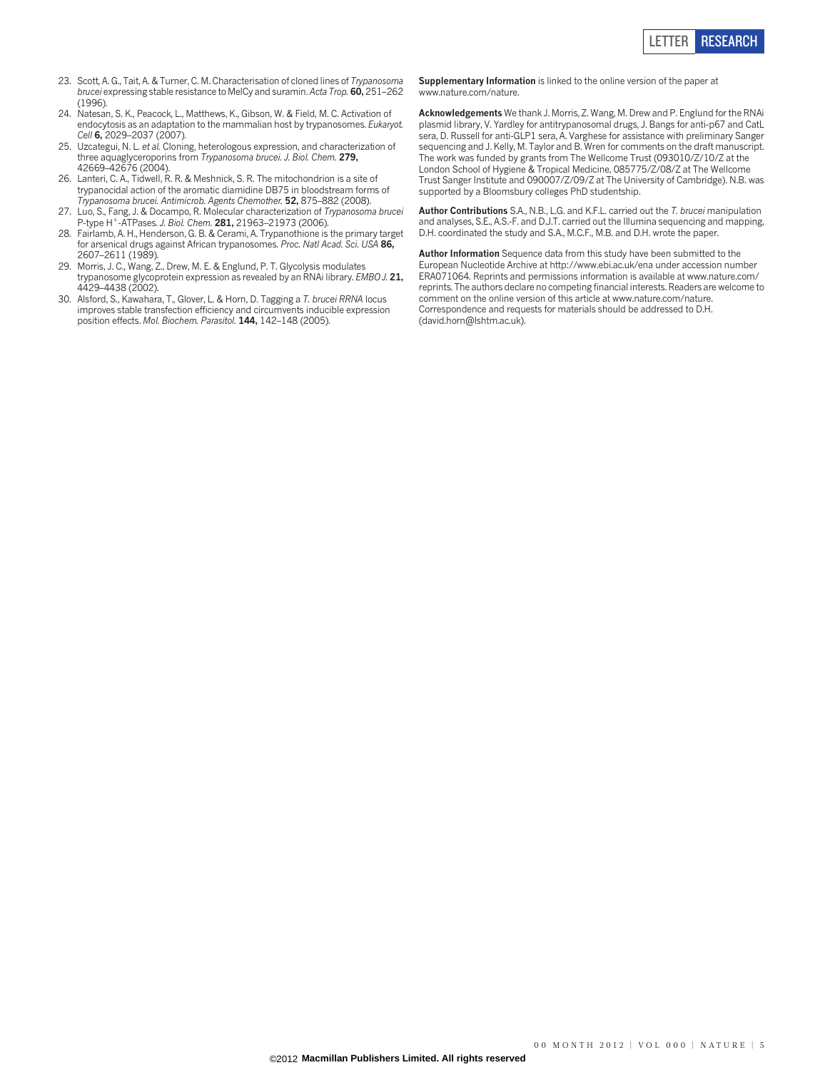23. Scott, A. G., Tait, A. & Turner, C. M. Characterisation of cloned lines of *Trypanosoma brucei* expressing stable resistance to MelCy and suramin. *Acta Trop.* **60,** 251–262 (1996).
24. Natesan, S. K., Peacock, L., Matthews, K., Gibson, W. & Field, M. C. Activation of endocytosis as an adaptation to the mammalian host by trypanosomes. *Eukaryot. Cell* **6,** 2029–2037 (2007).
25. Uzcategui, N. L. *et al.* Cloning, heterologous expression, and characterization of three aquaglyceroporins from *Trypanosoma brucei. J. Biol. Chem.* **279,** 42669–42676 (2004).
26. Lanteri, C. A., Tidwell, R. R. & Meshnick, S. R. The mitochondrion is a site of trypanocidal action of the aromatic diamidine DB75 in bloodstream forms of *Trypanosoma brucei. Antimicrob. Agents Chemother.* **52,** 875–882 (2008).
27. Luo, S., Fang, J. & Docampo, R. Molecular characterization of *Trypanosoma brucei* P-type $H^+$-ATPases. *J. Biol. Chem.* **281,** 21963–21973 (2006).
28. Fairlamb, A. H., Henderson, G. B. & Cerami, A. Trypanothione is the primary target for arsenical drugs against African trypanosomes. *Proc. Natl Acad. Sci. USA* **86,** 2607–2611 (1989).
29. Morris, J. C., Wang, Z., Drew, M. E. & Englund, P. T. Glycolysis modulates trypanosome glycoprotein expression as revealed by an RNAi library. *EMBO J.* **21,** 4429–4438 (2002).
30. Alsford, S., Kawahara, T., Glover, L. & Horn, D. Tagging a *T. brucei RRNA* locus improves stable transfection efficiency and circumvents inducible expression position effects. *Mol. Biochem. Parasitol.* **144,** 142–148 (2005).

**Supplementary Information** is linked to the online version of the paper at www.nature.com/nature.

**Acknowledgements** We thank J. Morris, Z. Wang, M. Drew and P. Englund for the RNAi plasmid library, V. Yardley for antitrypanosomal drugs, J. Bangs for anti-p67 and CatL sera, D. Russell for anti-GLP1 sera, A. Varghese for assistance with preliminary Sanger sequencing and J. Kelly, M. Taylor and B. Wren for comments on the draft manuscript. The work was funded by grants from The Wellcome Trust (093010/Z/10/Z at the London School of Hygiene & Tropical Medicine, 085775/Z/08/Z at The Wellcome Trust Sanger Institute and 090007/Z/09/Z at The University of Cambridge). N.B. was supported by a Bloomsbury colleges PhD studentship.

**Author Contributions** S.A., N.B., L.G. and K.F.L. carried out the *T. brucei* manipulation and analyses, S.E., A.S.-F. and D.J.T. carried out the Illumina sequencing and mapping, D.H. coordinated the study and S.A., M.C.F., M.B. and D.H. wrote the paper.

**Author Information** Sequence data from this study have been submitted to the European Nucleotide Archive at http://www.ebi.ac.uk/ena under accession number ERA071064. Reprints and permissions information is available at www.nature.com/reprints. The authors declare no competing financial interests. Readers are welcome to comment on the online version of this article at www.nature.com/nature. Correspondence and requests for materials should be addressed to D.H. (david.horn@lshtm.ac.uk).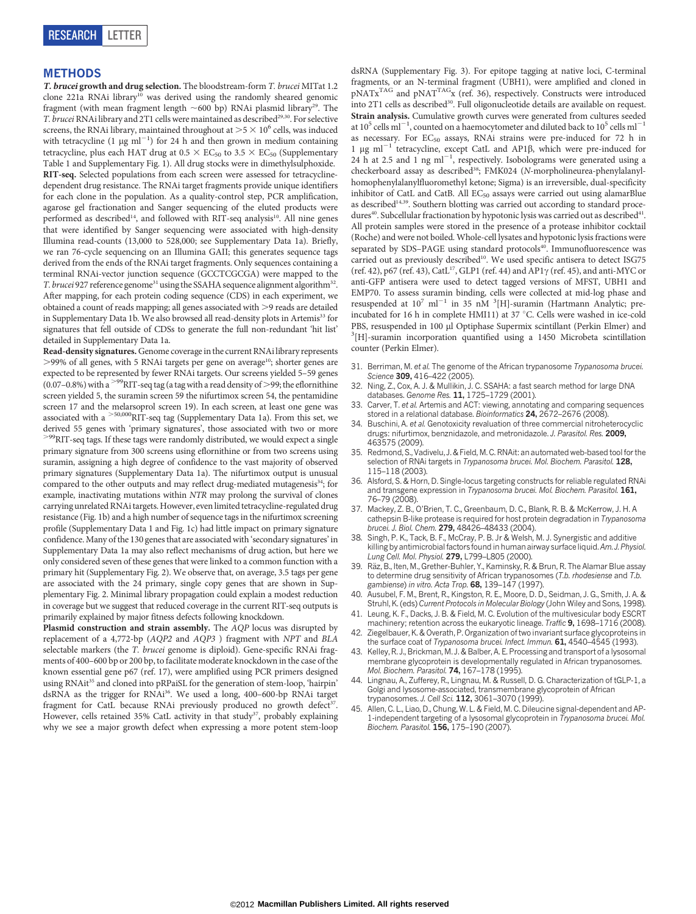## METHODS

***T. brucei* growth and drug selection.** The bloodstream-form *T. brucei* MITat 1.2 clone 221a RNAi library[10] was derived using the randomly sheared genomic fragment (with mean fragment length ~600 bp) RNAi plasmid library[29]. The *T. brucei* RNAi library and 2T1 cells were maintained as described[29,30]. For selective screens, the RNAi library, maintained throughout at $>5 \times 10^6$ cells, was induced with tetracycline (1 μg ml$^{-1}$) for 24 h and then grown in medium containing tetracycline, plus each HAT drug at $0.5 \times EC_{50}$ to $3.5 \times EC_{50}$ (Supplementary Table 1 and Supplementary Fig. 1). All drug stocks were in dimethylsulphoxide.

**RIT-seq.** Selected populations from each screen were assessed for tetracycline-dependent drug resistance. The RNAi target fragments provide unique identifiers for each clone in the population. As a quality-control step, PCR amplification, agarose gel fractionation and Sanger sequencing of the eluted products were performed as described[14], and followed with RIT-seq analysis[10]. All nine genes that were identified by Sanger sequencing were associated with high-density Illumina read-counts (13,000 to 528,000; see Supplementary Data 1a). Briefly, we ran 76-cycle sequencing on an Illumina GAII; this generates sequence tags derived from the ends of the RNAi target fragments. Only sequences containing a terminal RNAi-vector junction sequence (GCCTCGCGA) were mapped to the *T. brucei* 927 reference genome[31] using the SSAHA sequence alignment algorithm[32]. After mapping, for each protein coding sequence (CDS) in each experiment, we obtained a count of reads mapping; all genes associated with >9 reads are detailed in Supplementary Data 1b. We also browsed all read-density plots in Artemis[33] for signatures that fell outside of CDSs to generate the full non-redundant 'hit list' detailed in Supplementary Data 1a.

**Read-density signatures.** Genome coverage in the current RNAi library represents >99% of all genes, with 5 RNAi targets per gene on average[10]; shorter genes are expected to be represented by fewer RNAi targets. Our screens yielded 5–59 genes (0.07–0.8%) with a $^{>99}$RIT-seq tag (a tag with a read density of >99; the eflornithine screen yielded 5, the suramin screen 59 the nifurtimox screen 54, the pentamidine screen 17 and the melarsoprol screen 19). In each screen, at least one gene was associated with a $^{>50,000}$RIT-seq tag (Supplementary Data 1a). From this set, we derived 55 genes with 'primary signatures', those associated with two or more $^{>99}$RIT-seq tags. If these tags were randomly distributed, we would expect a single primary signature from 300 screens using eflornithine or from two screens using suramin, assigning a high degree of confidence to the vast majority of observed primary signatures (Supplementary Data 1a). The nifurtimox output is unusual compared to the other outputs and may reflect drug-mediated mutagenesis[34]; for example, inactivating mutations within *NTR* may prolong the survival of clones carrying unrelated RNAi targets. However, even limited tetracycline-regulated drug resistance (Fig. 1b) and a high number of sequence tags in the nifurtimox screening profile (Supplementary Data 1 and Fig. 1c) had little impact on primary signature confidence. Many of the 130 genes that are associated with 'secondary signatures' in Supplementary Data 1a may also reflect mechanisms of drug action, but here we only considered seven of these genes that were linked to a common function with a primary hit (Supplementary Fig. 2). We observe that, on average, 3.5 tags per gene are associated with the 24 primary, single copy genes that are shown in Supplementary Fig. 2. Minimal library propagation could explain a modest reduction in coverage but we suggest that reduced coverage in the current RIT-seq outputs is primarily explained by major fitness defects following knockdown.

**Plasmid construction and strain assembly.** The *AQP* locus was disrupted by replacement of a 4,772-bp (*AQP2* and *AQP3* ) fragment with *NPT* and *BLA* selectable markers (the *T. brucei* genome is diploid). Gene-specific RNAi fragments of 400–600 bp or 200 bp, to facilitate moderate knockdown in the case of the known essential gene p67 (ref. 17), were amplified using PCR primers designed using RNAit[35] and cloned into pRPaiSL for the generation of stem-loop, 'hairpin' dsRNA as the trigger for RNAi[36]. We used a long, 400–600-bp RNAi target fragment for CatL because RNAi previously produced no growth defect[37]. However, cells retained 35% CatL activity in that study[37], probably explaining why we see a major growth defect when expressing a more potent stem-loop dsRNA (Supplementary Fig. 3). For epitope tagging at native loci, C-terminal fragments, or an N-terminal fragment (UBH1), were amplified and cloned in pNATx$^{TAG}$ and pNAT$^{TAG}$x (ref. 36), respectively. Constructs were introduced into 2T1 cells as described[30]. Full oligonucleotide details are available on request.

**Strain analysis.** Cumulative growth curves were generated from cultures seeded at $10^5$ cells ml$^{-1}$, counted on a haemocytometer and diluted back to $10^5$ cells ml$^{-1}$ as necessary. For $EC_{50}$ assays, RNAi strains were pre-induced for 72 h in 1 μg ml$^{-1}$ tetracycline, except CatL and AP1β, which were pre-induced for 24 h at 2.5 and 1 ng ml$^{-1}$, respectively. Isobolograms were generated using a checkerboard assay as described[38]; FMK024 (*N*-morpholineurea-phenylalanyl-homophenylalanylfluoromethyl ketone; Sigma) is an irreversible, dual-specificity inhibitor of CatL and CatB. All $EC_{50}$ assays were carried out using alamarBlue as described[14,39]. Southern blotting was carried out according to standard procedures[40]. Subcellular fractionation by hypotonic lysis was carried out as described[41]. All protein samples were stored in the presence of a protease inhibitor cocktail (Roche) and were not boiled. Whole-cell lysates and hypotonic lysis fractions were separated by SDS–PAGE using standard protocols[40]. Immunofluorescence was carried out as previously described[10]. We used specific antisera to detect ISG75 (ref. 42), p67 (ref. 43), CatL[17], GLP1 (ref. 44) and AP1γ (ref. 45), and anti-MYC or anti-GFP antisera were used to detect tagged versions of MFST, UBH1 and EMP70. To assess suramin binding, cells were collected at mid-log phase and resuspended at $10^7$ ml$^{-1}$ in 35 nM $^3$[H]-suramin (Hartmann Analytic; pre-incubated for 16 h in complete HMI11) at 37 °C. Cells were washed in ice-cold PBS, resuspended in 100 μl Optiphase Supermix scintillant (Perkin Elmer) and $^3$[H]-suramin incorporation quantified using a 1450 Microbeta scintillation counter (Perkin Elmer).

31. Berriman, M. *et al.* The genome of the African trypanosome *Trypanosoma brucei*. *Science* **309,** 416–422 (2005).
32. Ning, Z., Cox, A. J. & Mullikin, J. C. SSAHA: a fast search method for large DNA databases. *Genome Res.* **11,** 1725–1729 (2001).
33. Carver, T. *et al.* Artemis and ACT: viewing, annotating and comparing sequences stored in a relational database. *Bioinformatics* **24,** 2672–2676 (2008).
34. Buschini, A. *et al.* Genotoxicity revaluation of three commercial nitroheterocyclic drugs: nifurtimox, benznidazole, and metronidazole. *J. Parasitol. Res.* **2009,** 463575 (2009).
35. Redmond, S., Vadivelu, J. & Field, M. C. RNAit: an automated web-based tool for the selection of RNAi targets in *Trypanosoma brucei*. *Mol. Biochem. Parasitol.* **128,** 115–118 (2003).
36. Alsford, S. & Horn, D. Single-locus targeting constructs for reliable regulated RNAi and transgene expression in *Trypanosoma brucei*. *Mol. Biochem. Parasitol.* **161,** 76–79 (2008).
37. Mackey, Z. B., O'Brien, T. C., Greenbaum, D. C., Blank, R. B. & McKerrow, J. H. A cathepsin B-like protease is required for host protein degradation in *Trypanosoma brucei*. *J. Biol. Chem.* **279,** 48426–48433 (2004).
38. Singh, P. K., Tack, B. F., McCray, P. B. Jr & Welsh, M. J. Synergistic and additive killing by antimicrobial factors found in human airway surface liquid. *Am. J. Physiol. Lung Cell. Mol. Physiol.* **279,** L799–L805 (2000).
39. Räz, B., Iten, M., Grether-Buhler, Y., Kaminsky, R. & Brun, R. The Alamar Blue assay to determine drug sensitivity of African trypanosomes (*T.b. rhodesiense* and *T.b. gambiense*) *in vitro*. *Acta Trop.* **68,** 139–147 (1997).
40. Ausubel, F. M., Brent, R., Kingston, R. E., Moore, D. D., Seidman, J. G., Smith, J. A. & Struhl, K. (eds) *Current Protocols in Molecular Biology* (John Wiley and Sons, 1998).
41. Leung, K. F., Dacks, J. B. & Field, M. C. Evolution of the multivesicular body ESCRT machinery; retention across the eukaryotic lineage. *Traffic* **9,** 1698–1716 (2008).
42. Ziegelbauer, K. & Overath, P. Organization of two invariant surface glycoproteins in the surface coat of *Trypanosoma brucei*. *Infect. Immun.* **61,** 4540–4545 (1993).
43. Kelley, R. J., Brickman, M. J. & Balber, A. E. Processing and transport of a lysosomal membrane glycoprotein is developmentally regulated in African trypanosomes. *Mol. Biochem. Parasitol.* **74,** 167–178 (1995).
44. Lingnau, A., Zufferey, R., Lingnau, M. & Russell, D. G. Characterization of tGLP-1, a Golgi and lysosome-associated, transmembrane glycoprotein of African trypanosomes. *J. Cell Sci.* **112,** 3061–3070 (1999).
45. Allen, C. L., Liao, D., Chung, W. L. & Field, M. C. Dileucine signal-dependent and AP-1-independent targeting of a lysosomal glycoprotein in *Trypanosoma brucei*. *Mol. Biochem. Parasitol.* **156,** 175–190 (2007).